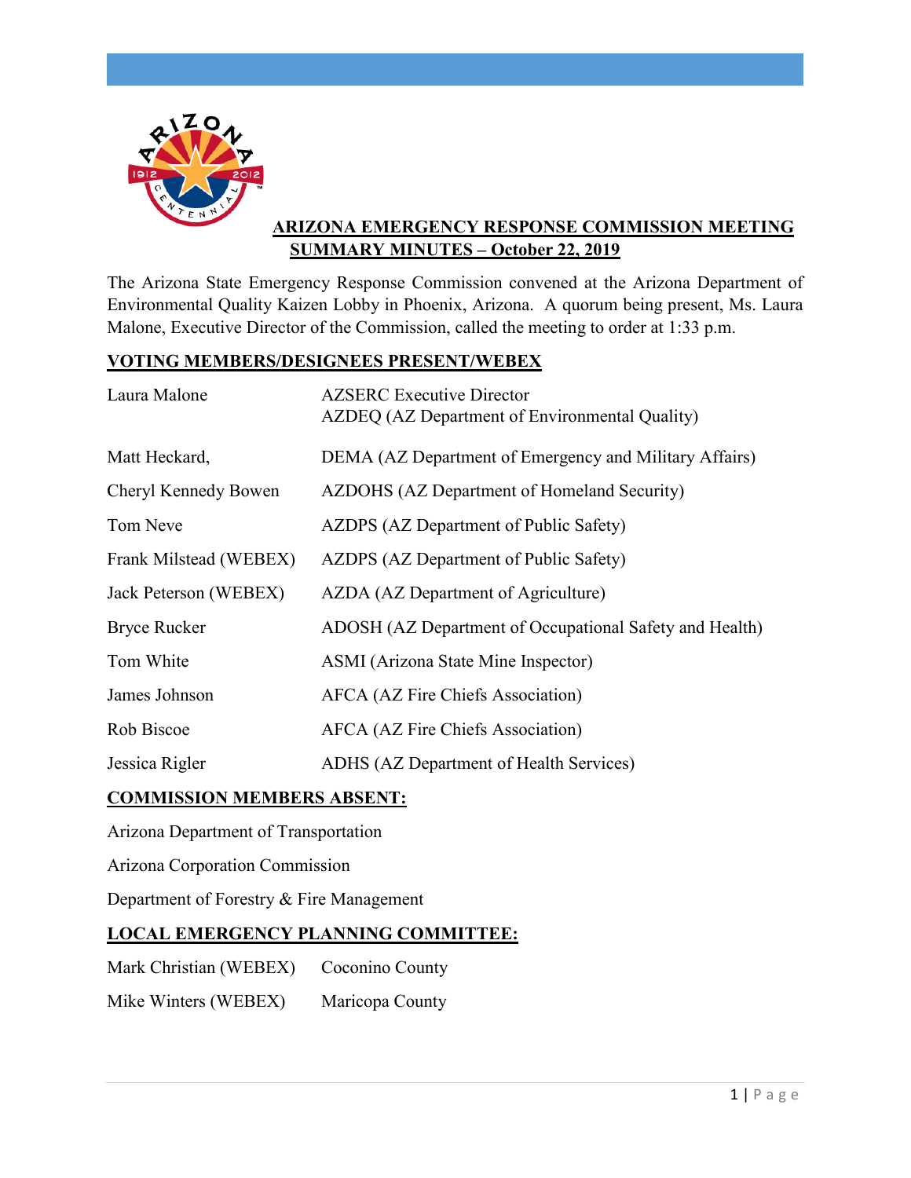## ARIZONA EMERGENCY RESPONSE COMMISSION MEETING
## SUMMARY MINUTES – October 22, 2019

The Arizona State Emergency Response Commission convened at the Arizona Department of Environmental Quality Kaizen Lobby in Phoenix, Arizona. A quorum being present, Ms. Laura Malone, Executive Director of the Commission, called the meeting to order at 1:33 p.m.

### VOTING MEMBERS/DESIGNEES PRESENT/WEBEX

| | |
|---|---|
| Laura Malone | AZSERC Executive Director<br>AZDEQ (AZ Department of Environmental Quality) |
| Matt Heckard, | DEMA (AZ Department of Emergency and Military Affairs) |
| Cheryl Kennedy Bowen | AZDOHS (AZ Department of Homeland Security) |
| Tom Neve | AZDPS (AZ Department of Public Safety) |
| Frank Milstead (WEBEX) | AZDPS (AZ Department of Public Safety) |
| Jack Peterson (WEBEX) | AZDA (AZ Department of Agriculture) |
| Bryce Rucker | ADOSH (AZ Department of Occupational Safety and Health) |
| Tom White | ASMI (Arizona State Mine Inspector) |
| James Johnson | AFCA (AZ Fire Chiefs Association) |
| Rob Biscoe | AFCA (AZ Fire Chiefs Association) |
| Jessica Rigler | ADHS (AZ Department of Health Services) |

### COMMISSION MEMBERS ABSENT:

Arizona Department of Transportation

Arizona Corporation Commission

Department of Forestry & Fire Management

### LOCAL EMERGENCY PLANNING COMMITTEE:

| | |
|---|---|
| Mark Christian (WEBEX) | Coconino County |
| Mike Winters (WEBEX) | Maricopa County |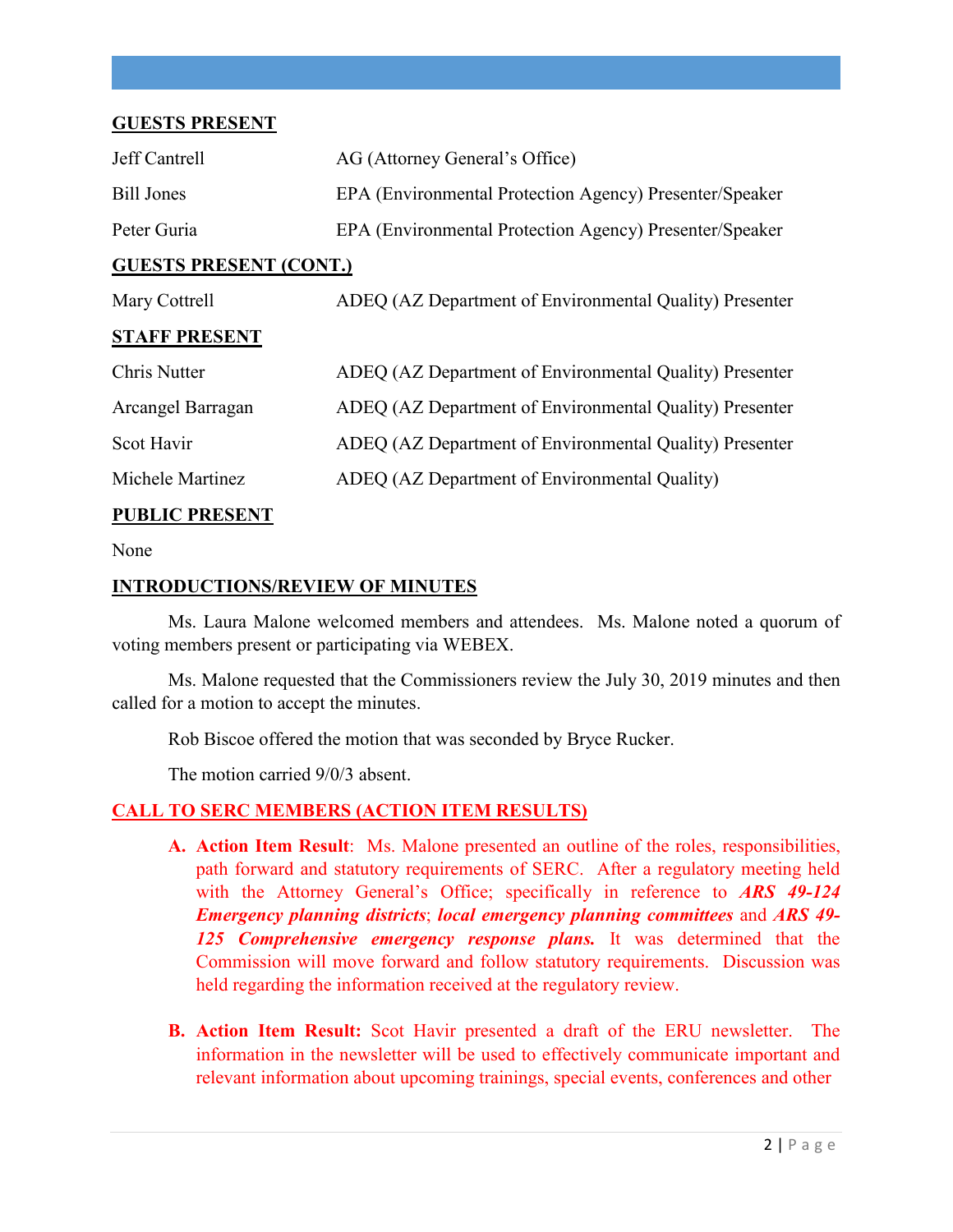## GUESTS PRESENT

| | |
|---|---|
| Jeff Cantrell | AG (Attorney General's Office) |
| Bill Jones | EPA (Environmental Protection Agency) Presenter/Speaker |
| Peter Guria | EPA (Environmental Protection Agency) Presenter/Speaker |

## GUESTS PRESENT (CONT.)

| | |
|---|---|
| Mary Cottrell | ADEQ (AZ Department of Environmental Quality) Presenter |

## STAFF PRESENT

| | |
|---|---|
| Chris Nutter | ADEQ (AZ Department of Environmental Quality) Presenter |
| Arcangel Barragan | ADEQ (AZ Department of Environmental Quality) Presenter |
| Scot Havir | ADEQ (AZ Department of Environmental Quality) Presenter |
| Michele Martinez | ADEQ (AZ Department of Environmental Quality) |

## PUBLIC PRESENT

None

## INTRODUCTIONS/REVIEW OF MINUTES

Ms. Laura Malone welcomed members and attendees. Ms. Malone noted a quorum of voting members present or participating via WEBEX.

Ms. Malone requested that the Commissioners review the July 30, 2019 minutes and then called for a motion to accept the minutes.

Rob Biscoe offered the motion that was seconded by Bryce Rucker.

The motion carried 9/0/3 absent.

## CALL TO SERC MEMBERS (ACTION ITEM RESULTS)

**A. Action Item Result**: Ms. Malone presented an outline of the roles, responsibilities, path forward and statutory requirements of SERC. After a regulatory meeting held with the Attorney General's Office; specifically in reference to ***ARS 49-124 Emergency planning districts***; ***local emergency planning committees*** and ***ARS 49-125 Comprehensive emergency response plans.*** It was determined that the Commission will move forward and follow statutory requirements. Discussion was held regarding the information received at the regulatory review.

**B. Action Item Result:** Scot Havir presented a draft of the ERU newsletter. The information in the newsletter will be used to effectively communicate important and relevant information about upcoming trainings, special events, conferences and other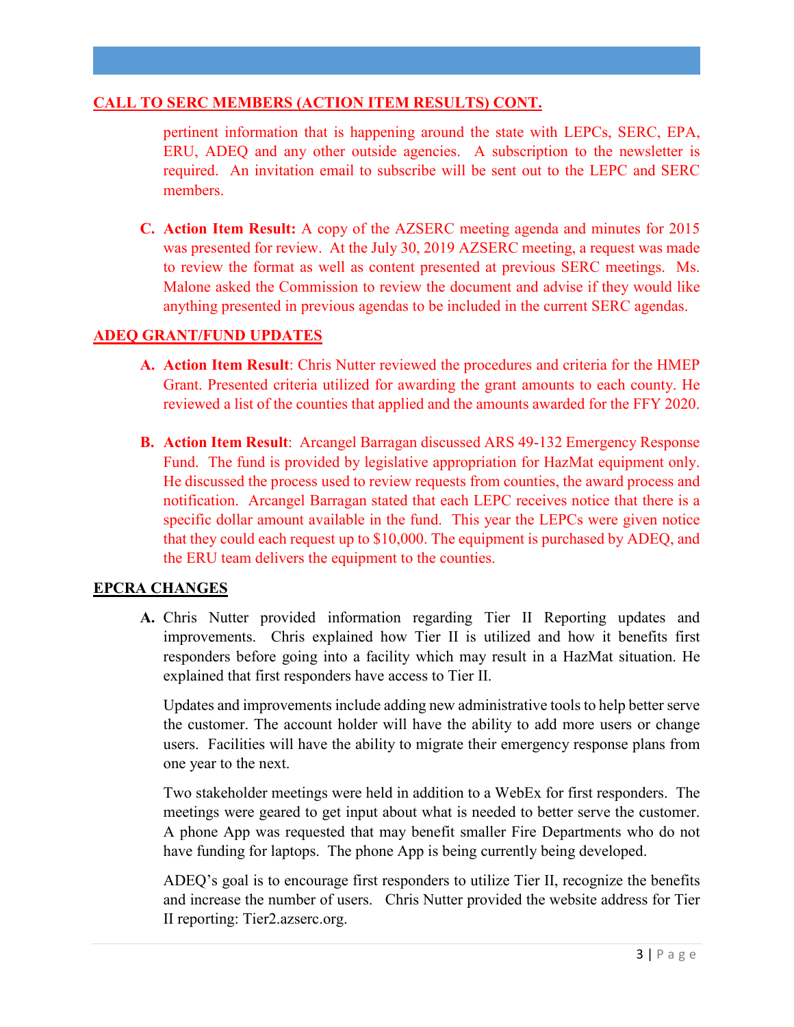## CALL TO SERC MEMBERS (ACTION ITEM RESULTS) CONT.

pertinent information that is happening around the state with LEPCs, SERC, EPA, ERU, ADEQ and any other outside agencies. A subscription to the newsletter is required. An invitation email to subscribe will be sent out to the LEPC and SERC members.

C. **Action Item Result:** A copy of the AZSERC meeting agenda and minutes for 2015 was presented for review. At the July 30, 2019 AZSERC meeting, a request was made to review the format as well as content presented at previous SERC meetings. Ms. Malone asked the Commission to review the document and advise if they would like anything presented in previous agendas to be included in the current SERC agendas.

## ADEQ GRANT/FUND UPDATES

A. **Action Item Result**: Chris Nutter reviewed the procedures and criteria for the HMEP Grant. Presented criteria utilized for awarding the grant amounts to each county. He reviewed a list of the counties that applied and the amounts awarded for the FFY 2020.

B. **Action Item Result**: Arcangel Barragan discussed ARS 49-132 Emergency Response Fund. The fund is provided by legislative appropriation for HazMat equipment only. He discussed the process used to review requests from counties, the award process and notification. Arcangel Barragan stated that each LEPC receives notice that there is a specific dollar amount available in the fund. This year the LEPCs were given notice that they could each request up to $10,000. The equipment is purchased by ADEQ, and the ERU team delivers the equipment to the counties.

## EPCRA CHANGES

A. Chris Nutter provided information regarding Tier II Reporting updates and improvements. Chris explained how Tier II is utilized and how it benefits first responders before going into a facility which may result in a HazMat situation. He explained that first responders have access to Tier II.

Updates and improvements include adding new administrative tools to help better serve the customer. The account holder will have the ability to add more users or change users. Facilities will have the ability to migrate their emergency response plans from one year to the next.

Two stakeholder meetings were held in addition to a WebEx for first responders. The meetings were geared to get input about what is needed to better serve the customer. A phone App was requested that may benefit smaller Fire Departments who do not have funding for laptops. The phone App is being currently being developed.

ADEQ's goal is to encourage first responders to utilize Tier II, recognize the benefits and increase the number of users. Chris Nutter provided the website address for Tier II reporting: Tier2.azserc.org.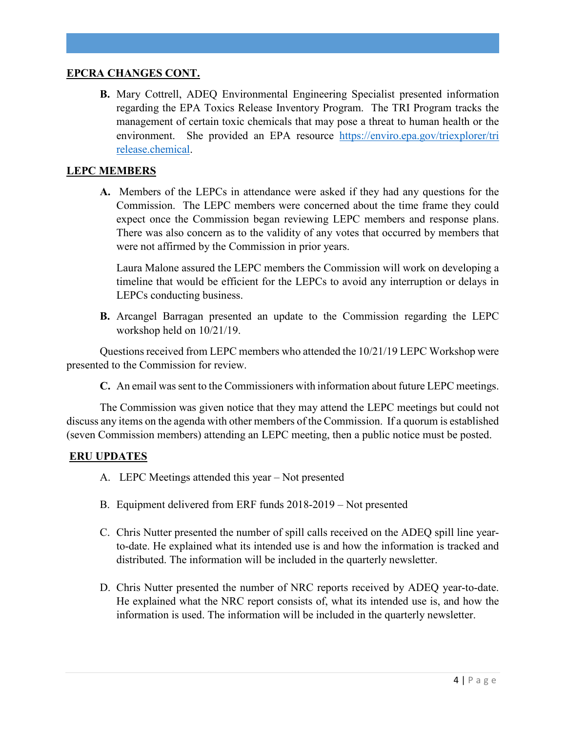## EPCRA CHANGES CONT.

**B.** Mary Cottrell, ADEQ Environmental Engineering Specialist presented information regarding the EPA Toxics Release Inventory Program. The TRI Program tracks the management of certain toxic chemicals that may pose a threat to human health or the environment. She provided an EPA resource https://enviro.epa.gov/triexplorer/trirelease.chemical.

## LEPC MEMBERS

**A.** Members of the LEPCs in attendance were asked if they had any questions for the Commission. The LEPC members were concerned about the time frame they could expect once the Commission began reviewing LEPC members and response plans. There was also concern as to the validity of any votes that occurred by members that were not affirmed by the Commission in prior years.

Laura Malone assured the LEPC members the Commission will work on developing a timeline that would be efficient for the LEPCs to avoid any interruption or delays in LEPCs conducting business.

**B.** Arcangel Barragan presented an update to the Commission regarding the LEPC workshop held on 10/21/19.

Questions received from LEPC members who attended the 10/21/19 LEPC Workshop were presented to the Commission for review.

**C.** An email was sent to the Commissioners with information about future LEPC meetings.

The Commission was given notice that they may attend the LEPC meetings but could not discuss any items on the agenda with other members of the Commission. If a quorum is established (seven Commission members) attending an LEPC meeting, then a public notice must be posted.

## ERU UPDATES

A. LEPC Meetings attended this year – Not presented

B. Equipment delivered from ERF funds 2018-2019 – Not presented

C. Chris Nutter presented the number of spill calls received on the ADEQ spill line year-to-date. He explained what its intended use is and how the information is tracked and distributed. The information will be included in the quarterly newsletter.

D. Chris Nutter presented the number of NRC reports received by ADEQ year-to-date. He explained what the NRC report consists of, what its intended use is, and how the information is used. The information will be included in the quarterly newsletter.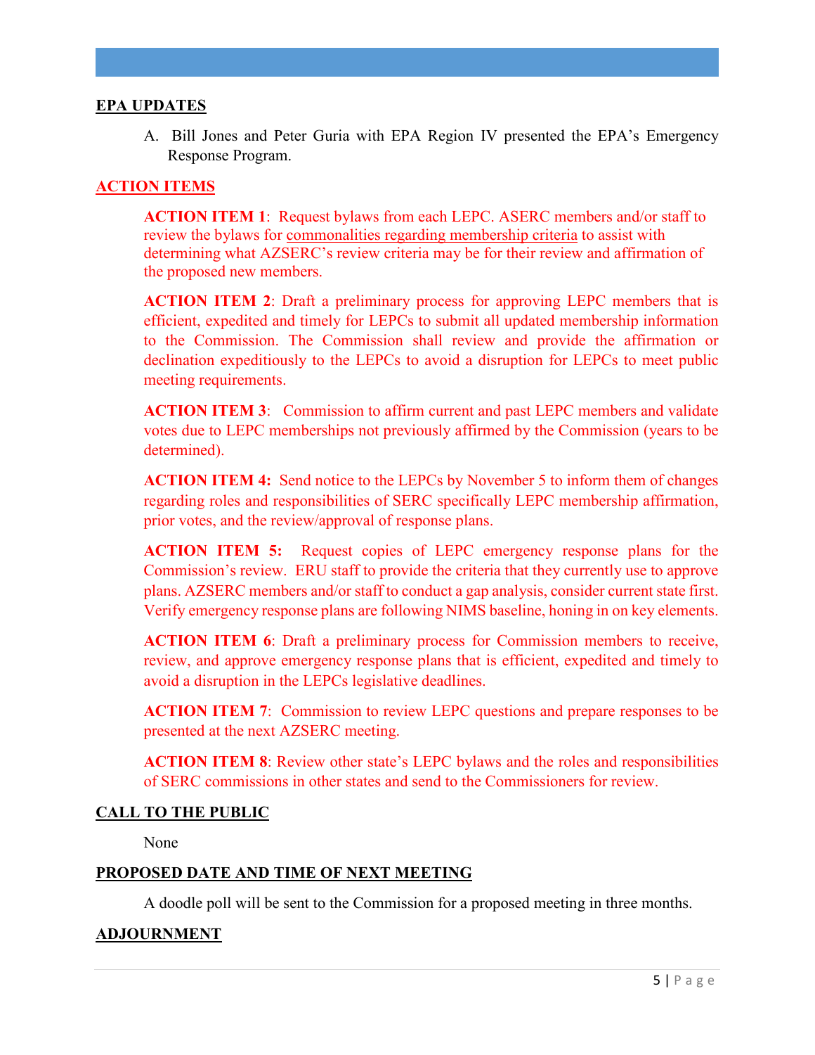## EPA UPDATES

A. Bill Jones and Peter Guria with EPA Region IV presented the EPA's Emergency Response Program.

## ACTION ITEMS

**ACTION ITEM 1**: Request bylaws from each LEPC. ASERC members and/or staff to review the bylaws for commonalities regarding membership criteria to assist with determining what AZSERC's review criteria may be for their review and affirmation of the proposed new members.

**ACTION ITEM 2**: Draft a preliminary process for approving LEPC members that is efficient, expedited and timely for LEPCs to submit all updated membership information to the Commission. The Commission shall review and provide the affirmation or declination expeditiously to the LEPCs to avoid a disruption for LEPCs to meet public meeting requirements.

**ACTION ITEM 3**: Commission to affirm current and past LEPC members and validate votes due to LEPC memberships not previously affirmed by the Commission (years to be determined).

**ACTION ITEM 4:** Send notice to the LEPCs by November 5 to inform them of changes regarding roles and responsibilities of SERC specifically LEPC membership affirmation, prior votes, and the review/approval of response plans.

**ACTION ITEM 5:** Request copies of LEPC emergency response plans for the Commission's review. ERU staff to provide the criteria that they currently use to approve plans. AZSERC members and/or staff to conduct a gap analysis, consider current state first. Verify emergency response plans are following NIMS baseline, honing in on key elements.

**ACTION ITEM 6**: Draft a preliminary process for Commission members to receive, review, and approve emergency response plans that is efficient, expedited and timely to avoid a disruption in the LEPCs legislative deadlines.

**ACTION ITEM 7**: Commission to review LEPC questions and prepare responses to be presented at the next AZSERC meeting.

**ACTION ITEM 8**: Review other state's LEPC bylaws and the roles and responsibilities of SERC commissions in other states and send to the Commissioners for review.

## CALL TO THE PUBLIC

None

## PROPOSED DATE AND TIME OF NEXT MEETING

A doodle poll will be sent to the Commission for a proposed meeting in three months.

## ADJOURNMENT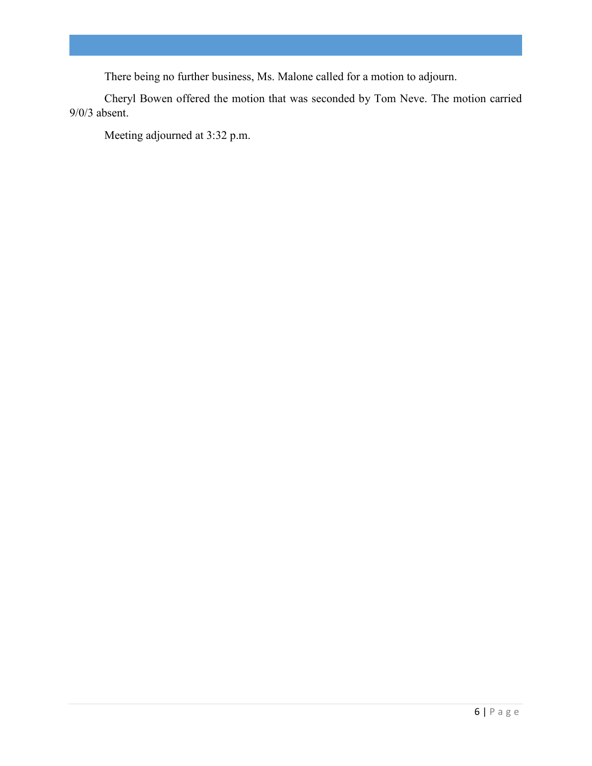There being no further business, Ms. Malone called for a motion to adjourn.

Cheryl Bowen offered the motion that was seconded by Tom Neve. The motion carried 9/0/3 absent.

Meeting adjourned at 3:32 p.m.